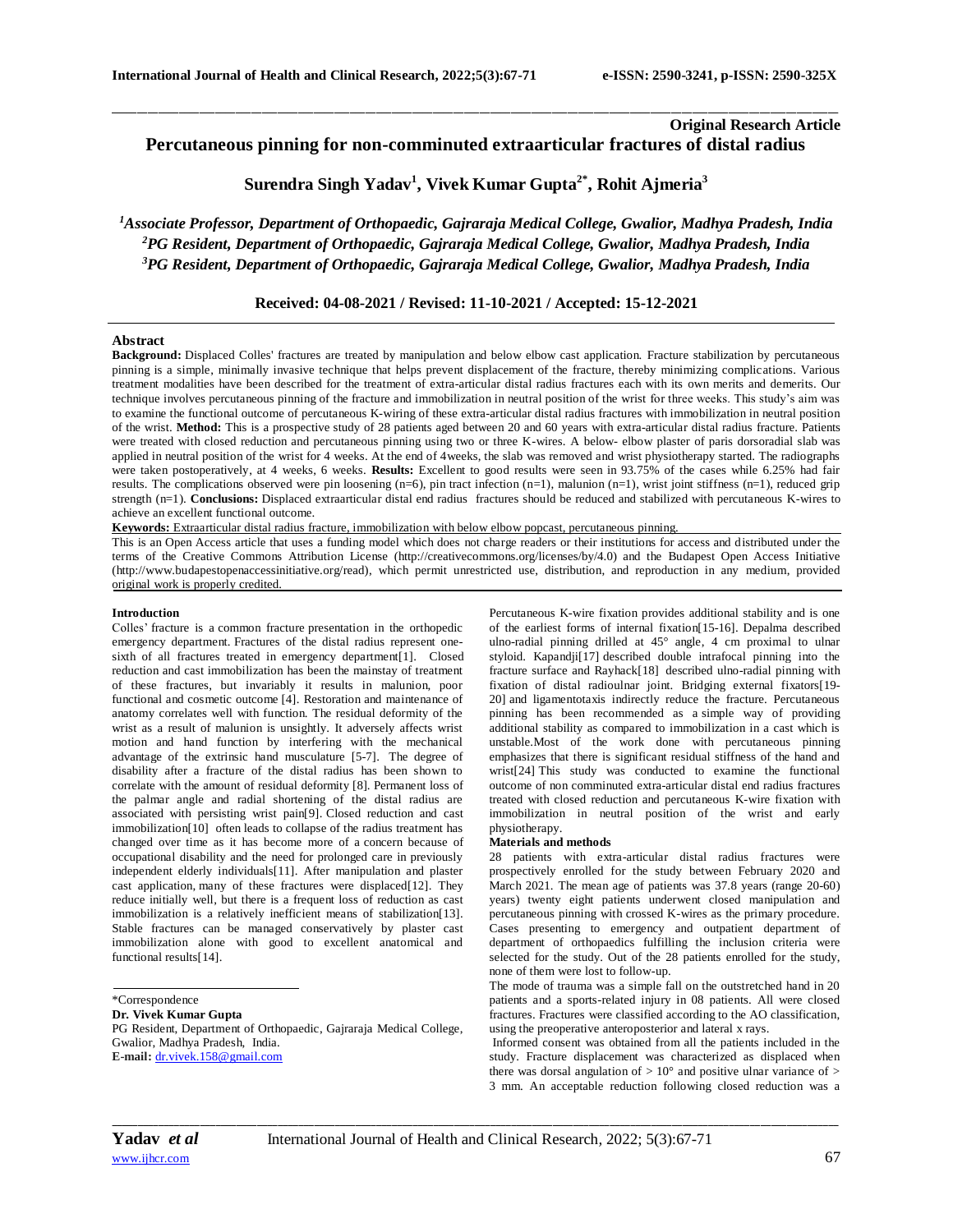**Original Research Article**

# Percutaneous pinning for non-comminuted extraarticular fractures of distal radius

**Surendra Singh Yadav[1], Vivek Kumar Gupta[2*], Rohit Ajmeria[3]**

*[1]Associate Professor, Department of Orthopaedic, Gajraraja Medical College, Gwalior, Madhya Pradesh, India*
*[2]PG Resident, Department of Orthopaedic, Gajraraja Medical College, Gwalior, Madhya Pradesh, India*
*[3]PG Resident, Department of Orthopaedic, Gajraraja Medical College, Gwalior, Madhya Pradesh, India*

**Received: 04-08-2021 / Revised: 11-10-2021 / Accepted: 15-12-2021**

## Abstract

**Background:** Displaced Colles' fractures are treated by manipulation and below elbow cast application. Fracture stabilization by percutaneous pinning is a simple, minimally invasive technique that helps prevent displacement of the fracture, thereby minimizing complications. Various treatment modalities have been described for the treatment of extra-articular distal radius fractures each with its own merits and demerits. Our technique involves percutaneous pinning of the fracture and immobilization in neutral position of the wrist for three weeks. This study's aim was to examine the functional outcome of percutaneous K-wiring of these extra-articular distal radius fractures with immobilization in neutral position of the wrist. **Method:** This is a prospective study of 28 patients aged between 20 and 60 years with extra-articular distal radius fracture. Patients were treated with closed reduction and percutaneous pinning using two or three K-wires. A below- elbow plaster of paris dorsoradial slab was applied in neutral position of the wrist for 4 weeks. At the end of 4weeks, the slab was removed and wrist physiotherapy started. The radiographs were taken postoperatively, at 4 weeks, 6 weeks. **Results:** Excellent to good results were seen in 93.75% of the cases while 6.25% had fair results. The complications observed were pin loosening (n=6), pin tract infection (n=1), malunion (n=1), wrist joint stiffness (n=1), reduced grip strength (n=1). **Conclusions:** Displaced extraarticular distal end radius fractures should be reduced and stabilized with percutaneous K-wires to achieve an excellent functional outcome.

**Keywords:** Extraarticular distal radius fracture, immobilization with below elbow popcast, percutaneous pinning.

This is an Open Access article that uses a funding model which does not charge readers or their institutions for access and distributed under the terms of the Creative Commons Attribution License (http://creativecommons.org/licenses/by/4.0) and the Budapest Open Access Initiative (http://www.budapestopenaccessinitiative.org/read), which permit unrestricted use, distribution, and reproduction in any medium, provided original work is properly credited.

## Introduction

Colles' fracture is a common fracture presentation in the orthopedic emergency department. Fractures of the distal radius represent one-sixth of all fractures treated in emergency department[1]. Closed reduction and cast immobilization has been the mainstay of treatment of these fractures, but invariably it results in malunion, poor functional and cosmetic outcome [4]. Restoration and maintenance of anatomy correlates well with function. The residual deformity of the wrist as a result of malunion is unsightly. It adversely affects wrist motion and hand function by interfering with the mechanical advantage of the extrinsic hand musculature [5-7]. The degree of disability after a fracture of the distal radius has been shown to correlate with the amount of residual deformity [8]. Permanent loss of the palmar angle and radial shortening of the distal radius are associated with persisting wrist pain[9]. Closed reduction and cast immobilization[10] often leads to collapse of the radius treatment has changed over time as it has become more of a concern because of occupational disability and the need for prolonged care in previously independent elderly individuals[11]. After manipulation and plaster cast application, many of these fractures were displaced[12]. They reduce initially well, but there is a frequent loss of reduction as cast immobilization is a relatively inefficient means of stabilization[13]. Stable fractures can be managed conservatively by plaster cast immobilization alone with good to excellent anatomical and functional results[14].

Percutaneous K-wire fixation provides additional stability and is one of the earliest forms of internal fixation[15-16]. Depalma described ulno-radial pinning drilled at 45° angle, 4 cm proximal to ulnar styloid. Kapandji[17] described double intrafocal pinning into the fracture surface and Rayhack[18] described ulno-radial pinning with fixation of distal radioulnar joint. Bridging external fixators[19-20] and ligamentotaxis indirectly reduce the fracture. Percutaneous pinning has been recommended as a simple way of providing additional stability as compared to immobilization in a cast which is unstable.Most of the work done with percutaneous pinning emphasizes that there is significant residual stiffness of the hand and wrist[24] This study was conducted to examine the functional outcome of non comminuted extra-articular distal end radius fractures treated with closed reduction and percutaneous K-wire fixation with immobilization in neutral position of the wrist and early physiotherapy.

## Materials and methods

28 patients with extra-articular distal radius fractures were prospectively enrolled for the study between February 2020 and March 2021. The mean age of patients was 37.8 years (range 20-60) years) twenty eight patients underwent closed manipulation and percutaneous pinning with crossed K-wires as the primary procedure. Cases presenting to emergency and outpatient department of department of orthopaedics fulfilling the inclusion criteria were selected for the study. Out of the 28 patients enrolled for the study, none of them were lost to follow-up.

The mode of trauma was a simple fall on the outstretched hand in 20 patients and a sports-related injury in 08 patients. All were closed fractures. Fractures were classified according to the AO classification, using the preoperative anteroposterior and lateral x rays.

Informed consent was obtained from all the patients included in the study. Fracture displacement was characterized as displaced when there was dorsal angulation of > 10° and positive ulnar variance of > 3 mm. An acceptable reduction following closed reduction was a

\*Correspondence
**Dr. Vivek Kumar Gupta**
PG Resident, Department of Orthopaedic, Gajraraja Medical College, Gwalior, Madhya Pradesh, India.
**E-mail:** dr.vivek.158@gmail.com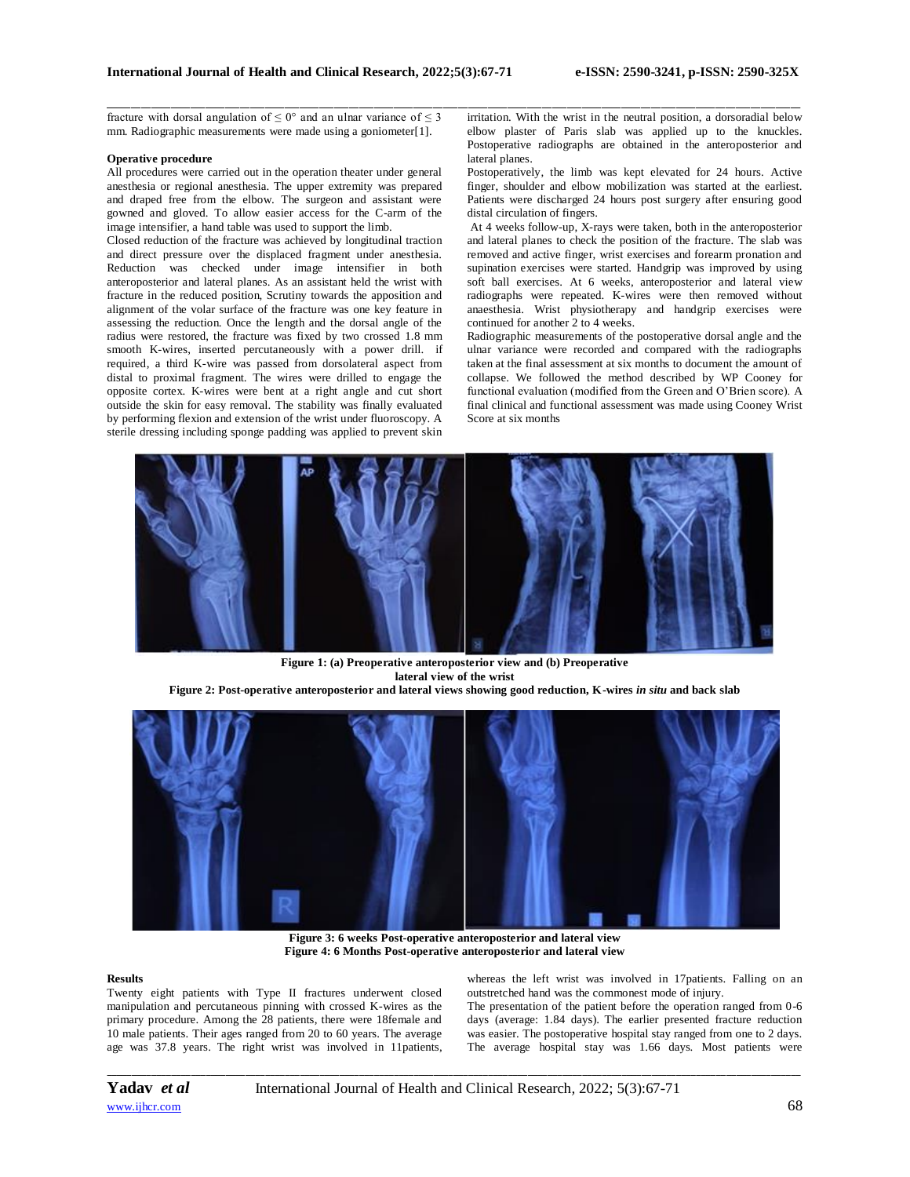fracture with dorsal angulation of ≤ 0° and an ulnar variance of ≤ 3 mm. Radiographic measurements were made using a goniometer[1].

**Operative procedure**

All procedures were carried out in the operation theater under general anesthesia or regional anesthesia. The upper extremity was prepared and draped free from the elbow. The surgeon and assistant were gowned and gloved. To allow easier access for the C-arm of the image intensifier, a hand table was used to support the limb.

Closed reduction of the fracture was achieved by longitudinal traction and direct pressure over the displaced fragment under anesthesia. Reduction was checked under image intensifier in both anteroposterior and lateral planes. As an assistant held the wrist with fracture in the reduced position, Scrutiny towards the apposition and alignment of the volar surface of the fracture was one key feature in assessing the reduction. Once the length and the dorsal angle of the radius were restored, the fracture was fixed by two crossed 1.8 mm smooth K-wires, inserted percutaneously with a power drill. if required, a third K-wire was passed from dorsolateral aspect from distal to proximal fragment. The wires were drilled to engage the opposite cortex. K-wires were bent at a right angle and cut short outside the skin for easy removal. The stability was finally evaluated by performing flexion and extension of the wrist under fluoroscopy. A sterile dressing including sponge padding was applied to prevent skin irritation. With the wrist in the neutral position, a dorsoradial below elbow plaster of Paris slab was applied up to the knuckles. Postoperative radiographs are obtained in the anteroposterior and lateral planes.

Postoperatively, the limb was kept elevated for 24 hours. Active finger, shoulder and elbow mobilization was started at the earliest. Patients were discharged 24 hours post surgery after ensuring good distal circulation of fingers.

At 4 weeks follow-up, X-rays were taken, both in the anteroposterior and lateral planes to check the position of the fracture. The slab was removed and active finger, wrist exercises and forearm pronation and supination exercises were started. Handgrip was improved by using soft ball exercises. At 6 weeks, anteroposterior and lateral view radiographs were repeated. K-wires were then removed without anaesthesia. Wrist physiotherapy and handgrip exercises were continued for another 2 to 4 weeks.

Radiographic measurements of the postoperative dorsal angle and the ulnar variance were recorded and compared with the radiographs taken at the final assessment at six months to document the amount of collapse. We followed the method described by WP Cooney for functional evaluation (modified from the Green and O'Brien score). A final clinical and functional assessment was made using Cooney Wrist Score at six months

**Figure 1: (a) Preoperative anteroposterior view and (b) Preoperative lateral view of the wrist**

**Figure 2: Post-operative anteroposterior and lateral views showing good reduction, K-wires *in situ* and back slab**

**Figure 3: 6 weeks Post-operative anteroposterior and lateral view**

**Figure 4: 6 Months Post-operative anteroposterior and lateral view**

**Results**

Twenty eight patients with Type II fractures underwent closed manipulation and percutaneous pinning with crossed K-wires as the primary procedure. Among the 28 patients, there were 18female and 10 male patients. Their ages ranged from 20 to 60 years. The average age was 37.8 years. The right wrist was involved in 11patients, whereas the left wrist was involved in 17patients. Falling on an outstretched hand was the commonest mode of injury.

The presentation of the patient before the operation ranged from 0-6 days (average: 1.84 days). The earlier presented fracture reduction was easier. The postoperative hospital stay ranged from one to 2 days. The average hospital stay was 1.66 days. Most patients were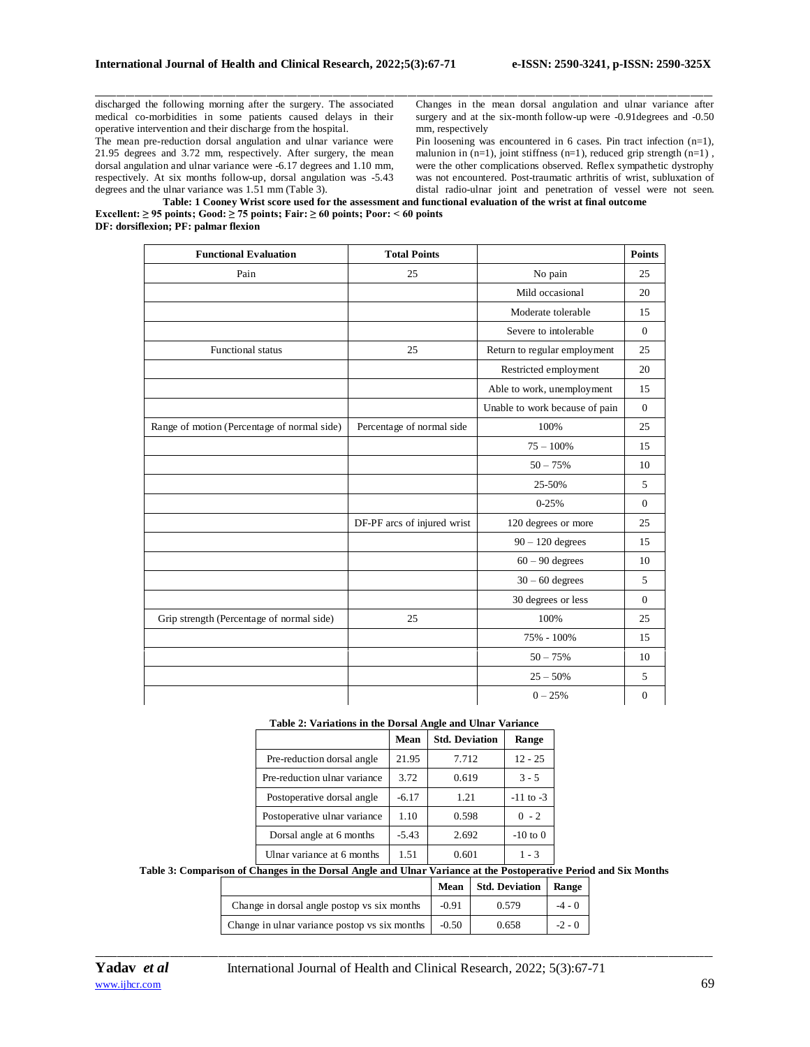discharged the following morning after the surgery. The associated medical co-morbidities in some patients caused delays in their operative intervention and their discharge from the hospital.

The mean pre-reduction dorsal angulation and ulnar variance were 21.95 degrees and 3.72 mm, respectively. After surgery, the mean dorsal angulation and ulnar variance were -6.17 degrees and 1.10 mm, respectively. At six months follow-up, dorsal angulation was -5.43 degrees and the ulnar variance was 1.51 mm (Table 3).

Changes in the mean dorsal angulation and ulnar variance after surgery and at the six-month follow-up were -0.91degrees and -0.50 mm, respectively

Pin loosening was encountered in 6 cases. Pin tract infection (n=1), malunion in (n=1), joint stiffness (n=1), reduced grip strength (n=1) , were the other complications observed. Reflex sympathetic dystrophy was not encountered. Post-traumatic arthritis of wrist, subluxation of distal radio-ulnar joint and penetration of vessel were not seen.

**Table: 1 Cooney Wrist score used for the assessment and functional evaluation of the wrist at final outcome**
**Excellent: ≥ 95 points; Good: ≥ 75 points; Fair: ≥ 60 points; Poor: < 60 points**
**DF: dorsiflexion; PF: palmar flexion**

| Functional Evaluation | Total Points | | Points |
|---|---|---|---|
| Pain | 25 | No pain | 25 |
| | | Mild occasional | 20 |
| | | Moderate tolerable | 15 |
| | | Severe to intolerable | 0 |
| Functional status | 25 | Return to regular employment | 25 |
| | | Restricted employment | 20 |
| | | Able to work, unemployment | 15 |
| | | Unable to work because of pain | 0 |
| Range of motion (Percentage of normal side) | Percentage of normal side | 100% | 25 |
| | | 75 – 100% | 15 |
| | | 50 – 75% | 10 |
| | | 25-50% | 5 |
| | | 0-25% | 0 |
| | DF-PF arcs of injured wrist | 120 degrees or more | 25 |
| | | 90 – 120 degrees | 15 |
| | | 60 – 90 degrees | 10 |
| | | 30 – 60 degrees | 5 |
| | | 30 degrees or less | 0 |
| Grip strength (Percentage of normal side) | 25 | 100% | 25 |
| | | 75% - 100% | 15 |
| | | 50 – 75% | 10 |
| | | 25 – 50% | 5 |
| | | 0 – 25% | 0 |

**Table 2: Variations in the Dorsal Angle and Ulnar Variance**

| | Mean | Std. Deviation | Range |
|---|---|---|---|
| Pre-reduction dorsal angle | 21.95 | 7.712 | 12 - 25 |
| Pre-reduction ulnar variance | 3.72 | 0.619 | 3 - 5 |
| Postoperative dorsal angle | -6.17 | 1.21 | -11 to -3 |
| Postoperative ulnar variance | 1.10 | 0.598 | 0 - 2 |
| Dorsal angle at 6 months | -5.43 | 2.692 | -10 to 0 |
| Ulnar variance at 6 months | 1.51 | 0.601 | 1 - 3 |

**Table 3: Comparison of Changes in the Dorsal Angle and Ulnar Variance at the Postoperative Period and Six Months**

| | Mean | Std. Deviation | Range |
|---|---|---|---|
| Change in dorsal angle postop vs six months | -0.91 | 0.579 | -4 - 0 |
| Change in ulnar variance postop vs six months | -0.50 | 0.658 | -2 - 0 |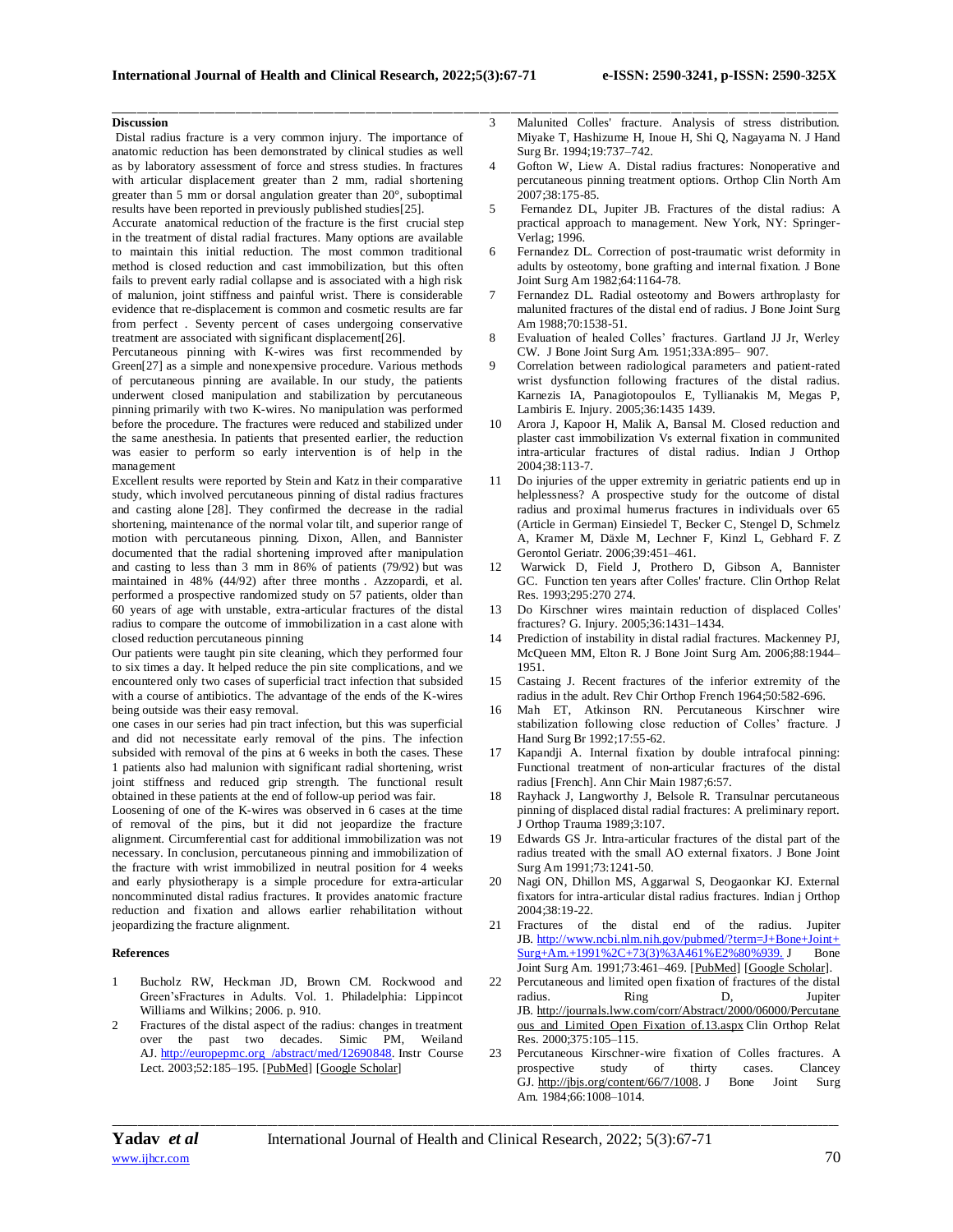## Discussion

Distal radius fracture is a very common injury. The importance of anatomic reduction has been demonstrated by clinical studies as well as by laboratory assessment of force and stress studies. In fractures with articular displacement greater than 2 mm, radial shortening greater than 5 mm or dorsal angulation greater than 20°, suboptimal results have been reported in previously published studies[25].

Accurate anatomical reduction of the fracture is the first crucial step in the treatment of distal radial fractures. Many options are available to maintain this initial reduction. The most common traditional method is closed reduction and cast immobilization, but this often fails to prevent early radial collapse and is associated with a high risk of malunion, joint stiffness and painful wrist. There is considerable evidence that re-displacement is common and cosmetic results are far from perfect . Seventy percent of cases undergoing conservative treatment are associated with significant displacement[26].

Percutaneous pinning with K-wires was first recommended by Green[27] as a simple and nonexpensive procedure. Various methods of percutaneous pinning are available. In our study, the patients underwent closed manipulation and stabilization by percutaneous pinning primarily with two K-wires. No manipulation was performed before the procedure. The fractures were reduced and stabilized under the same anesthesia. In patients that presented earlier, the reduction was easier to perform so early intervention is of help in the management

Excellent results were reported by Stein and Katz in their comparative study, which involved percutaneous pinning of distal radius fractures and casting alone [28]. They confirmed the decrease in the radial shortening, maintenance of the normal volar tilt, and superior range of motion with percutaneous pinning. Dixon, Allen, and Bannister documented that the radial shortening improved after manipulation and casting to less than 3 mm in 86% of patients (79/92) but was maintained in 48% (44/92) after three months . Azzopardi, et al. performed a prospective randomized study on 57 patients, older than 60 years of age with unstable, extra-articular fractures of the distal radius to compare the outcome of immobilization in a cast alone with closed reduction percutaneous pinning

Our patients were taught pin site cleaning, which they performed four to six times a day. It helped reduce the pin site complications, and we encountered only two cases of superficial tract infection that subsided with a course of antibiotics. The advantage of the ends of the K-wires being outside was their easy removal.

one cases in our series had pin tract infection, but this was superficial and did not necessitate early removal of the pins. The infection subsided with removal of the pins at 6 weeks in both the cases. These 1 patients also had malunion with significant radial shortening, wrist joint stiffness and reduced grip strength. The functional result obtained in these patients at the end of follow-up period was fair.

Loosening of one of the K-wires was observed in 6 cases at the time of removal of the pins, but it did not jeopardize the fracture alignment. Circumferential cast for additional immobilization was not necessary. In conclusion, percutaneous pinning and immobilization of the fracture with wrist immobilized in neutral position for 4 weeks and early physiotherapy is a simple procedure for extra-articular noncomminuted distal radius fractures. It provides anatomic fracture reduction and fixation and allows earlier rehabilitation without jeopardizing the fracture alignment.

## References

1. Bucholz RW, Heckman JD, Brown CM. Rockwood and Green'sFractures in Adults. Vol. 1. Philadelphia: Lippincot Williams and Wilkins; 2006. p. 910.
2. Fractures of the distal aspect of the radius: changes in treatment over the past two decades. Simic PM, Weiland AJ. http://europepmc.org /abstract/med/12690848. Instr Course Lect. 2003;52:185–195. [PubMed] [Google Scholar]
3. Malunited Colles' fracture. Analysis of stress distribution. Miyake T, Hashizume H, Inoue H, Shi Q, Nagayama N. J Hand Surg Br. 1994;19:737–742.
4. Gofton W, Liew A. Distal radius fractures: Nonoperative and percutaneous pinning treatment options. Orthop Clin North Am 2007;38:175-85.
5. Fernandez DL, Jupiter JB. Fractures of the distal radius: A practical approach to management. New York, NY: Springer-Verlag; 1996.
6. Fernandez DL. Correction of post-traumatic wrist deformity in adults by osteotomy, bone grafting and internal fixation. J Bone Joint Surg Am 1982;64:1164-78.
7. Fernandez DL. Radial osteotomy and Bowers arthroplasty for malunited fractures of the distal end of radius. J Bone Joint Surg Am 1988;70:1538-51.
8. Evaluation of healed Colles' fractures. Gartland JJ Jr, Werley CW. J Bone Joint Surg Am. 1951;33A:895– 907.
9. Correlation between radiological parameters and patient-rated wrist dysfunction following fractures of the distal radius. Karnezis IA, Panagiotopoulos E, Tyllianakis M, Megas P, Lambiris E. Injury. 2005;36:1435 1439.
10. Arora J, Kapoor H, Malik A, Bansal M. Closed reduction and plaster cast immobilization Vs external fixation in communited intra-articular fractures of distal radius. Indian J Orthop 2004;38:113-7.
11. Do injuries of the upper extremity in geriatric patients end up in helplessness? A prospective study for the outcome of distal radius and proximal humerus fractures in individuals over 65 (Article in German) Einsiedel T, Becker C, Stengel D, Schmelz A, Kramer M, Däxle M, Lechner F, Kinzl L, Gebhard F. Z Gerontol Geriatr. 2006;39:451–461.
12. Warwick D, Field J, Prothero D, Gibson A, Bannister GC. Function ten years after Colles' fracture. Clin Orthop Relat Res. 1993;295:270 274.
13. Do Kirschner wires maintain reduction of displaced Colles' fractures? G. Injury. 2005;36:1431–1434.
14. Prediction of instability in distal radial fractures. Mackenney PJ, McQueen MM, Elton R. J Bone Joint Surg Am. 2006;88:1944–1951.
15. Castaing J. Recent fractures of the inferior extremity of the radius in the adult. Rev Chir Orthop French 1964;50:582-696.
16. Mah ET, Atkinson RN. Percutaneous Kirschner wire stabilization following close reduction of Colles' fracture. J Hand Surg Br 1992;17:55-62.
17. Kapandji A. Internal fixation by double intrafocal pinning: Functional treatment of non-articular fractures of the distal radius [French]. Ann Chir Main 1987;6:57.
18. Rayhack J, Langworthy J, Belsole R. Transulnar percutaneous pinning of displaced distal radial fractures: A preliminary report. J Orthop Trauma 1989;3:107.
19. Edwards GS Jr. Intra-articular fractures of the distal part of the radius treated with the small AO external fixators. J Bone Joint Surg Am 1991;73:1241-50.
20. Nagi ON, Dhillon MS, Aggarwal S, Deogaonkar KJ. External fixators for intra-articular distal radius fractures. Indian j Orthop 2004;38:19-22.
21. Fractures of the distal end of the radius. Jupiter JB. http://www.ncbi.nlm.nih.gov/pubmed/?term=J+Bone+Joint+Surg+Am.+1991%2C+73(3)%3A461%E2%80%939. J Bone Joint Surg Am. 1991;73:461–469. [PubMed] [Google Scholar].
22. Percutaneous and limited open fixation of fractures of the distal radius. Ring D, Jupiter JB. http://journals.lww.com/corr/Abstract/2000/06000/Percutaneous_and_Limited_Open_Fixation_of.13.aspx Clin Orthop Relat Res. 2000;375:105–115.
23. Percutaneous Kirschner-wire fixation of Colles fractures. A prospective study of thirty cases. Clancey GJ. http://jbjs.org/content/66/7/1008. J Bone Joint Surg Am. 1984;66:1008–1014.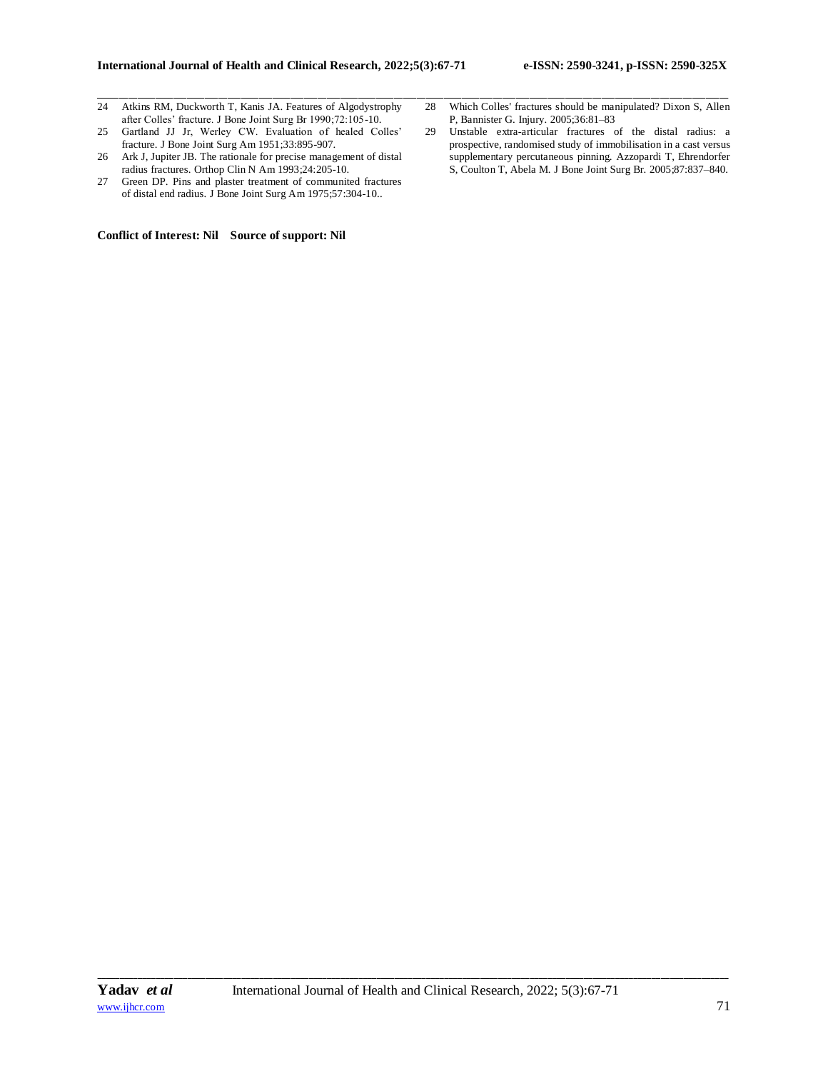24. Atkins RM, Duckworth T, Kanis JA. Features of Algodystrophy after Colles' fracture. J Bone Joint Surg Br 1990;72:105-10.
25. Gartland JJ Jr, Werley CW. Evaluation of healed Colles' fracture. J Bone Joint Surg Am 1951;33:895-907.
26. Ark J, Jupiter JB. The rationale for precise management of distal radius fractures. Orthop Clin N Am 1993;24:205-10.
27. Green DP. Pins and plaster treatment of communited fractures of distal end radius. J Bone Joint Surg Am 1975;57:304-10..
28. Which Colles' fractures should be manipulated? Dixon S, Allen P, Bannister G. Injury. 2005;36:81–83
29. Unstable extra-articular fractures of the distal radius: a prospective, randomised study of immobilisation in a cast versus supplementary percutaneous pinning. Azzopardi T, Ehrendorfer S, Coulton T, Abela M. J Bone Joint Surg Br. 2005;87:837–840.

**Conflict of Interest: Nil    Source of support: Nil**